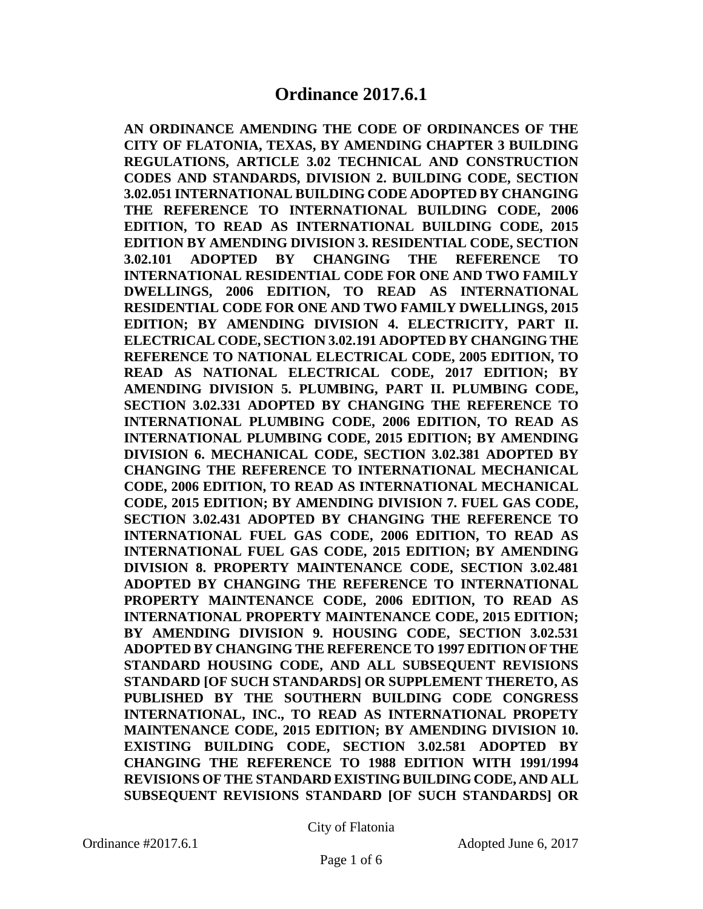# Ordinance 2017.6.1

**AN ORDINANCE AMENDING THE CODE OF ORDINANCES OF THE CITY OF FLATONIA, TEXAS, BY AMENDING CHAPTER 3 BUILDING REGULATIONS, ARTICLE 3.02 TECHNICAL AND CONSTRUCTION CODES AND STANDARDS, DIVISION 2. BUILDING CODE, SECTION 3.02.051 INTERNATIONAL BUILDING CODE ADOPTED BY CHANGING THE REFERENCE TO INTERNATIONAL BUILDING CODE, 2006 EDITION, TO READ AS INTERNATIONAL BUILDING CODE, 2015 EDITION BY AMENDING DIVISION 3. RESIDENTIAL CODE, SECTION 3.02.101 ADOPTED BY CHANGING THE REFERENCE TO INTERNATIONAL RESIDENTIAL CODE FOR ONE AND TWO FAMILY DWELLINGS, 2006 EDITION, TO READ AS INTERNATIONAL RESIDENTIAL CODE FOR ONE AND TWO FAMILY DWELLINGS, 2015 EDITION; BY AMENDING DIVISION 4. ELECTRICITY, PART II. ELECTRICAL CODE, SECTION 3.02.191 ADOPTED BY CHANGING THE REFERENCE TO NATIONAL ELECTRICAL CODE, 2005 EDITION, TO READ AS NATIONAL ELECTRICAL CODE, 2017 EDITION; BY AMENDING DIVISION 5. PLUMBING, PART II. PLUMBING CODE, SECTION 3.02.331 ADOPTED BY CHANGING THE REFERENCE TO INTERNATIONAL PLUMBING CODE, 2006 EDITION, TO READ AS INTERNATIONAL PLUMBING CODE, 2015 EDITION; BY AMENDING DIVISION 6. MECHANICAL CODE, SECTION 3.02.381 ADOPTED BY CHANGING THE REFERENCE TO INTERNATIONAL MECHANICAL CODE, 2006 EDITION, TO READ AS INTERNATIONAL MECHANICAL CODE, 2015 EDITION; BY AMENDING DIVISION 7. FUEL GAS CODE, SECTION 3.02.431 ADOPTED BY CHANGING THE REFERENCE TO INTERNATIONAL FUEL GAS CODE, 2006 EDITION, TO READ AS INTERNATIONAL FUEL GAS CODE, 2015 EDITION; BY AMENDING DIVISION 8. PROPERTY MAINTENANCE CODE, SECTION 3.02.481 ADOPTED BY CHANGING THE REFERENCE TO INTERNATIONAL PROPERTY MAINTENANCE CODE, 2006 EDITION, TO READ AS INTERNATIONAL PROPERTY MAINTENANCE CODE, 2015 EDITION; BY AMENDING DIVISION 9. HOUSING CODE, SECTION 3.02.531 ADOPTED BY CHANGING THE REFERENCE TO 1997 EDITION OF THE STANDARD HOUSING CODE, AND ALL SUBSEQUENT REVISIONS STANDARD [OF SUCH STANDARDS] OR SUPPLEMENT THERETO, AS PUBLISHED BY THE SOUTHERN BUILDING CODE CONGRESS INTERNATIONAL, INC., TO READ AS INTERNATIONAL PROPETY MAINTENANCE CODE, 2015 EDITION; BY AMENDING DIVISION 10. EXISTING BUILDING CODE, SECTION 3.02.581 ADOPTED BY CHANGING THE REFERENCE TO 1988 EDITION WITH 1991/1994 REVISIONS OF THE STANDARD EXISTING BUILDING CODE, AND ALL SUBSEQUENT REVISIONS STANDARD [OF SUCH STANDARDS] OR**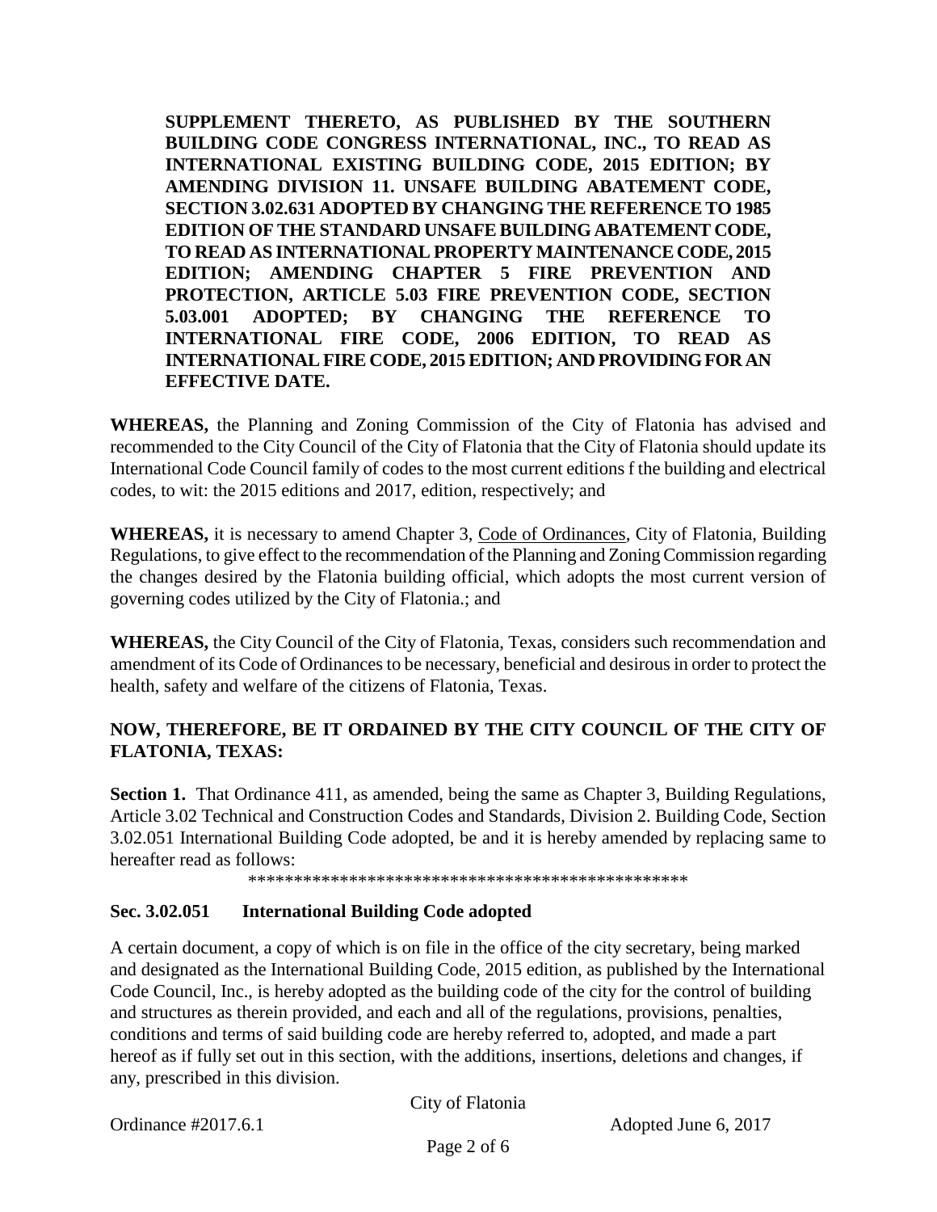**SUPPLEMENT THERETO, AS PUBLISHED BY THE SOUTHERN BUILDING CODE CONGRESS INTERNATIONAL, INC., TO READ AS INTERNATIONAL EXISTING BUILDING CODE, 2015 EDITION; BY AMENDING DIVISION 11. UNSAFE BUILDING ABATEMENT CODE, SECTION 3.02.631 ADOPTED BY CHANGING THE REFERENCE TO 1985 EDITION OF THE STANDARD UNSAFE BUILDING ABATEMENT CODE, TO READ AS INTERNATIONAL PROPERTY MAINTENANCE CODE, 2015 EDITION; AMENDING CHAPTER 5 FIRE PREVENTION AND PROTECTION, ARTICLE 5.03 FIRE PREVENTION CODE, SECTION 5.03.001 ADOPTED; BY CHANGING THE REFERENCE TO INTERNATIONAL FIRE CODE, 2006 EDITION, TO READ AS INTERNATIONAL FIRE CODE, 2015 EDITION; AND PROVIDING FOR AN EFFECTIVE DATE.**

**WHEREAS,** the Planning and Zoning Commission of the City of Flatonia has advised and recommended to the City Council of the City of Flatonia that the City of Flatonia should update its International Code Council family of codes to the most current editions f the building and electrical codes, to wit: the 2015 editions and 2017, edition, respectively; and

**WHEREAS,** it is necessary to amend Chapter 3, Code of Ordinances, City of Flatonia, Building Regulations, to give effect to the recommendation of the Planning and Zoning Commission regarding the changes desired by the Flatonia building official, which adopts the most current version of governing codes utilized by the City of Flatonia.; and

**WHEREAS,** the City Council of the City of Flatonia, Texas, considers such recommendation and amendment of its Code of Ordinances to be necessary, beneficial and desirous in order to protect the health, safety and welfare of the citizens of Flatonia, Texas.

**NOW, THEREFORE, BE IT ORDAINED BY THE CITY COUNCIL OF THE CITY OF FLATONIA, TEXAS:**

**Section 1.** That Ordinance 411, as amended, being the same as Chapter 3, Building Regulations, Article 3.02 Technical and Construction Codes and Standards, Division 2. Building Code, Section 3.02.051 International Building Code adopted, be and it is hereby amended by replacing same to hereafter read as follows:

\*\*\*\*\*\*\*\*\*\*\*\*\*\*\*\*\*\*\*\*\*\*\*\*\*\*\*\*\*\*\*\*\*\*\*\*\*\*\*\*\*\*\*\*\*\*\*\*\*\*\*\*

**Sec. 3.02.051 International Building Code adopted**

A certain document, a copy of which is on file in the office of the city secretary, being marked and designated as the International Building Code, 2015 edition, as published by the International Code Council, Inc., is hereby adopted as the building code of the city for the control of building and structures as therein provided, and each and all of the regulations, provisions, penalties, conditions and terms of said building code are hereby referred to, adopted, and made a part hereof as if fully set out in this section, with the additions, insertions, deletions and changes, if any, prescribed in this division.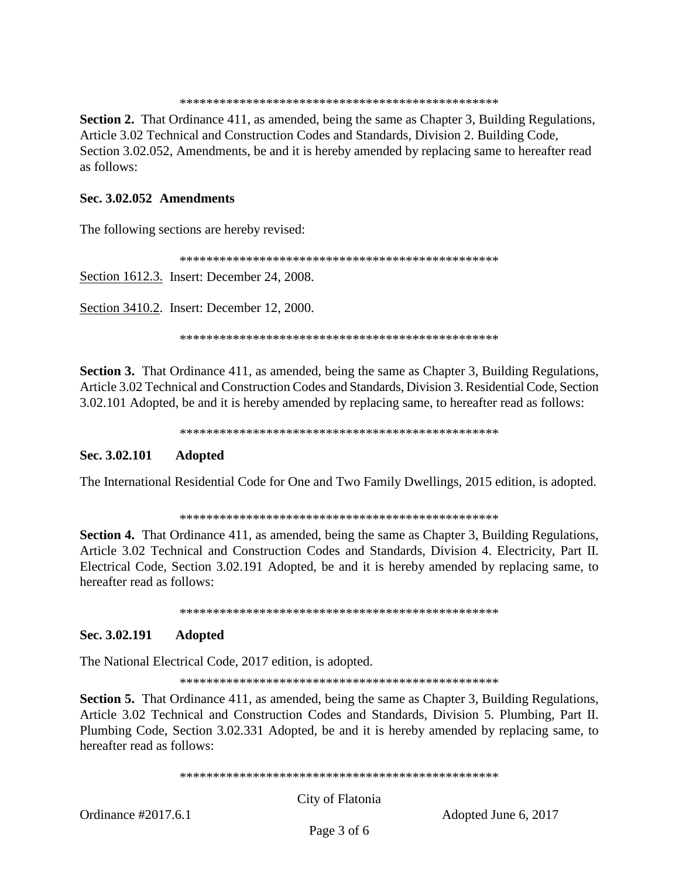**************************************************

**Section 2.** That Ordinance 411, as amended, being the same as Chapter 3, Building Regulations, Article 3.02 Technical and Construction Codes and Standards, Division 2. Building Code, Section 3.02.052, Amendments, be and it is hereby amended by replacing same to hereafter read as follows:

**Sec. 3.02.052 Amendments**

The following sections are hereby revised:

**************************************************

<u>Section 1612.3.</u> Insert: December 24, 2008.

<u>Section 3410.2</u>. Insert: December 12, 2000.

**************************************************

**Section 3.** That Ordinance 411, as amended, being the same as Chapter 3, Building Regulations, Article 3.02 Technical and Construction Codes and Standards, Division 3. Residential Code, Section 3.02.101 Adopted, be and it is hereby amended by replacing same, to hereafter read as follows:

**************************************************

**Sec. 3.02.101 Adopted**

The International Residential Code for One and Two Family Dwellings, 2015 edition, is adopted.

**************************************************

**Section 4.** That Ordinance 411, as amended, being the same as Chapter 3, Building Regulations, Article 3.02 Technical and Construction Codes and Standards, Division 4. Electricity, Part II. Electrical Code, Section 3.02.191 Adopted, be and it is hereby amended by replacing same, to hereafter read as follows:

**************************************************

**Sec. 3.02.191 Adopted**

The National Electrical Code, 2017 edition, is adopted.

**************************************************

**Section 5.** That Ordinance 411, as amended, being the same as Chapter 3, Building Regulations, Article 3.02 Technical and Construction Codes and Standards, Division 5. Plumbing, Part II. Plumbing Code, Section 3.02.331 Adopted, be and it is hereby amended by replacing same, to hereafter read as follows:

**************************************************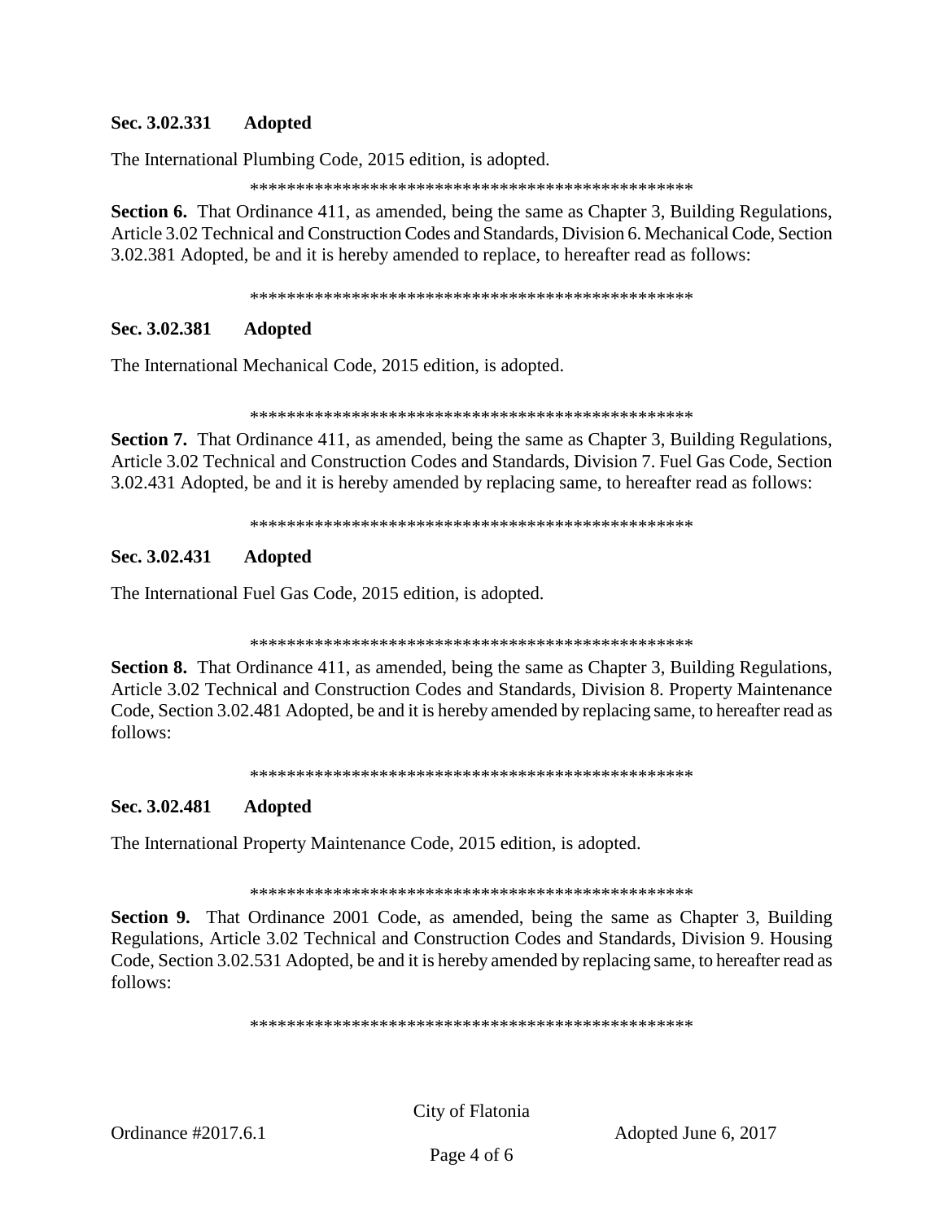**Sec. 3.02.331 Adopted**

The International Plumbing Code, 2015 edition, is adopted.

*************************************************

**Section 6.** That Ordinance 411, as amended, being the same as Chapter 3, Building Regulations, Article 3.02 Technical and Construction Codes and Standards, Division 6. Mechanical Code, Section 3.02.381 Adopted, be and it is hereby amended to replace, to hereafter read as follows:

*************************************************

**Sec. 3.02.381 Adopted**

The International Mechanical Code, 2015 edition, is adopted.

*************************************************

**Section 7.** That Ordinance 411, as amended, being the same as Chapter 3, Building Regulations, Article 3.02 Technical and Construction Codes and Standards, Division 7. Fuel Gas Code, Section 3.02.431 Adopted, be and it is hereby amended by replacing same, to hereafter read as follows:

*************************************************

**Sec. 3.02.431 Adopted**

The International Fuel Gas Code, 2015 edition, is adopted.

*************************************************

**Section 8.** That Ordinance 411, as amended, being the same as Chapter 3, Building Regulations, Article 3.02 Technical and Construction Codes and Standards, Division 8. Property Maintenance Code, Section 3.02.481 Adopted, be and it is hereby amended by replacing same, to hereafter read as follows:

*************************************************

**Sec. 3.02.481 Adopted**

The International Property Maintenance Code, 2015 edition, is adopted.

*************************************************

**Section 9.** That Ordinance 2001 Code, as amended, being the same as Chapter 3, Building Regulations, Article 3.02 Technical and Construction Codes and Standards, Division 9. Housing Code, Section 3.02.531 Adopted, be and it is hereby amended by replacing same, to hereafter read as follows:

*************************************************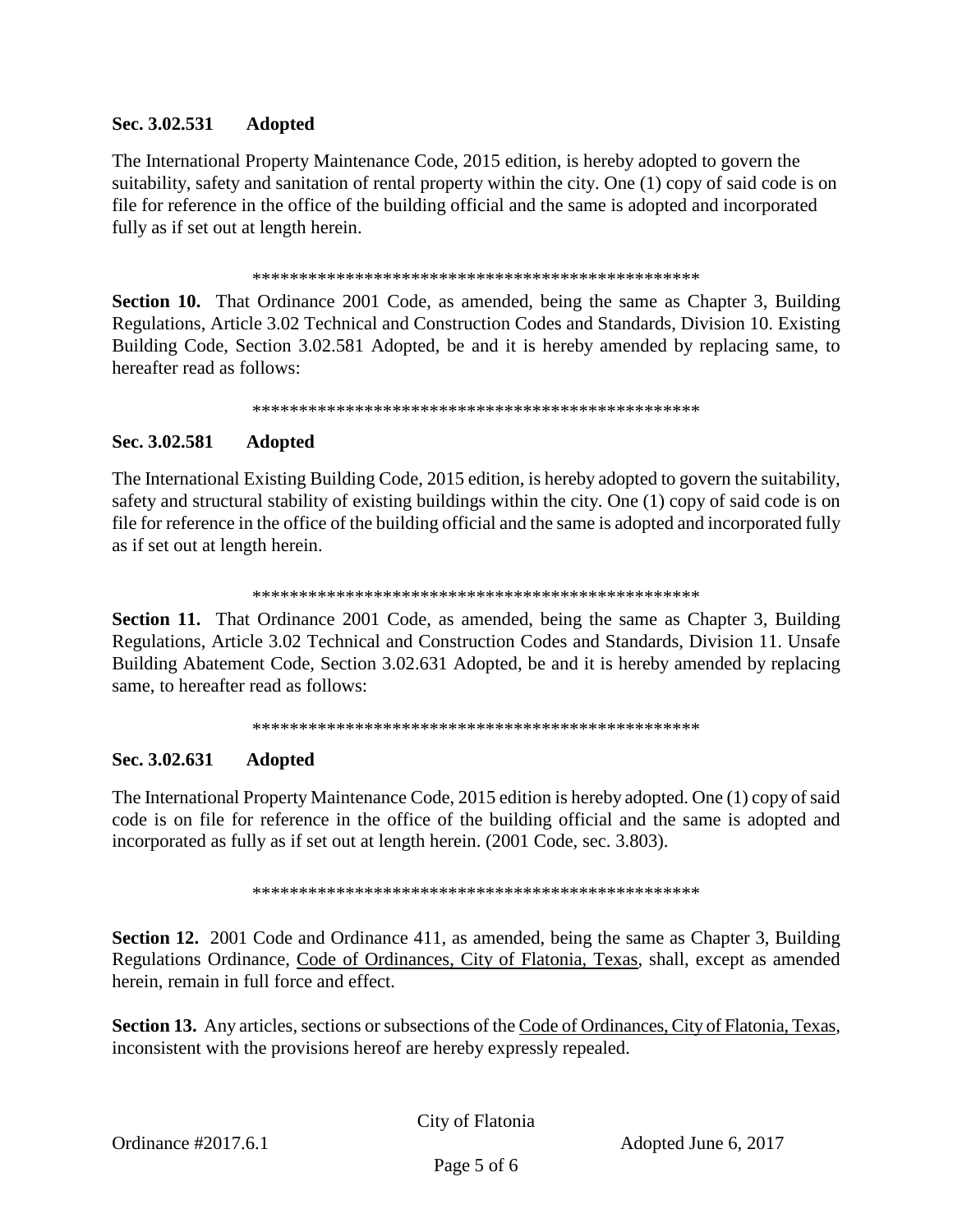**Sec. 3.02.531 Adopted**

The International Property Maintenance Code, 2015 edition, is hereby adopted to govern the suitability, safety and sanitation of rental property within the city. One (1) copy of said code is on file for reference in the office of the building official and the same is adopted and incorporated fully as if set out at length herein.

\*\*\*\*\*\*\*\*\*\*\*\*\*\*\*\*\*\*\*\*\*\*\*\*\*\*\*\*\*\*\*\*\*\*\*\*\*\*\*\*\*\*\*\*\*\*\*\*\*

**Section 10.** That Ordinance 2001 Code, as amended, being the same as Chapter 3, Building Regulations, Article 3.02 Technical and Construction Codes and Standards, Division 10. Existing Building Code, Section 3.02.581 Adopted, be and it is hereby amended by replacing same, to hereafter read as follows:

\*\*\*\*\*\*\*\*\*\*\*\*\*\*\*\*\*\*\*\*\*\*\*\*\*\*\*\*\*\*\*\*\*\*\*\*\*\*\*\*\*\*\*\*\*\*\*\*\*

**Sec. 3.02.581 Adopted**

The International Existing Building Code, 2015 edition, is hereby adopted to govern the suitability, safety and structural stability of existing buildings within the city. One (1) copy of said code is on file for reference in the office of the building official and the same is adopted and incorporated fully as if set out at length herein.

\*\*\*\*\*\*\*\*\*\*\*\*\*\*\*\*\*\*\*\*\*\*\*\*\*\*\*\*\*\*\*\*\*\*\*\*\*\*\*\*\*\*\*\*\*\*\*\*\*

**Section 11.** That Ordinance 2001 Code, as amended, being the same as Chapter 3, Building Regulations, Article 3.02 Technical and Construction Codes and Standards, Division 11. Unsafe Building Abatement Code, Section 3.02.631 Adopted, be and it is hereby amended by replacing same, to hereafter read as follows:

\*\*\*\*\*\*\*\*\*\*\*\*\*\*\*\*\*\*\*\*\*\*\*\*\*\*\*\*\*\*\*\*\*\*\*\*\*\*\*\*\*\*\*\*\*\*\*\*\*

**Sec. 3.02.631 Adopted**

The International Property Maintenance Code, 2015 edition is hereby adopted. One (1) copy of said code is on file for reference in the office of the building official and the same is adopted and incorporated as fully as if set out at length herein. (2001 Code, sec. 3.803).

\*\*\*\*\*\*\*\*\*\*\*\*\*\*\*\*\*\*\*\*\*\*\*\*\*\*\*\*\*\*\*\*\*\*\*\*\*\*\*\*\*\*\*\*\*\*\*\*\*

**Section 12.** 2001 Code and Ordinance 411, as amended, being the same as Chapter 3, Building Regulations Ordinance, Code of Ordinances, City of Flatonia, Texas, shall, except as amended herein, remain in full force and effect.

**Section 13.** Any articles, sections or subsections of the Code of Ordinances, City of Flatonia, Texas, inconsistent with the provisions hereof are hereby expressly repealed.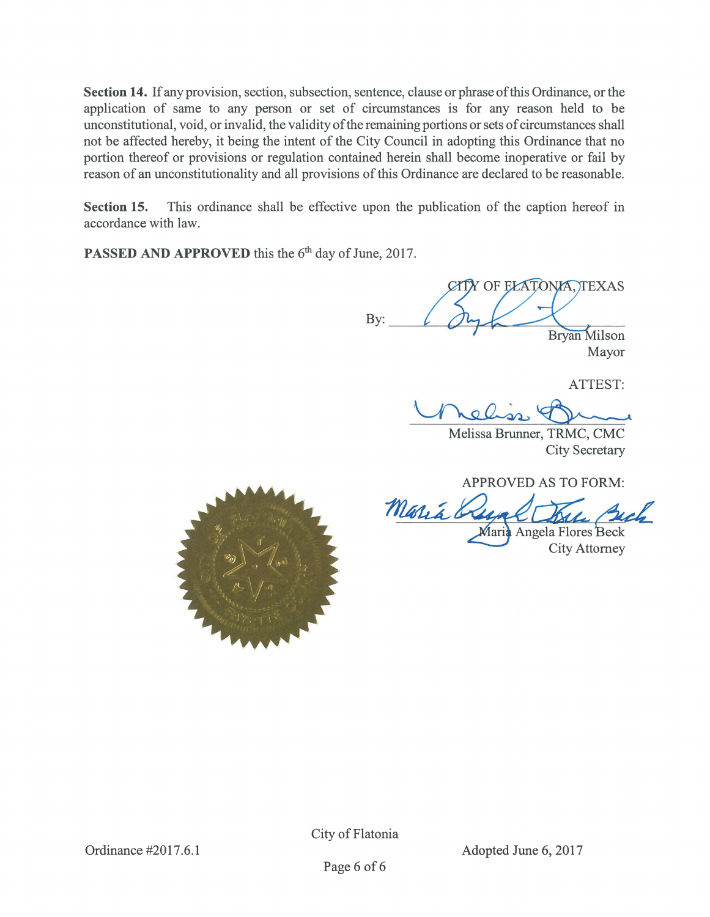**Section 14.** If any provision, section, subsection, sentence, clause or phrase of this Ordinance, or the application of same to any person or set of circumstances is for any reason held to be unconstitutional, void, or invalid, the validity of the remaining portions or sets of circumstances shall not be affected hereby, it being the intent of the City Council in adopting this Ordinance that no portion thereof or provisions or regulation contained herein shall become inoperative or fail by reason of an unconstitutionality and all provisions of this Ordinance are declared to be reasonable.

**Section 15.** This ordinance shall be effective upon the publication of the caption hereof in accordance with law.

**PASSED AND APPROVED** this the 6th day of June, 2017.

CITY OF FLATONIA, TEXAS

By: ______________________

Bryan Milson
Mayor

ATTEST:

______________________

Melissa Brunner, TRMC, CMC
City Secretary

APPROVED AS TO FORM:

______________________

Maria Angela Flores Beck
City Attorney

Ordinance #2017.6.1 — City of Flatonia — Adopted June 6, 2017